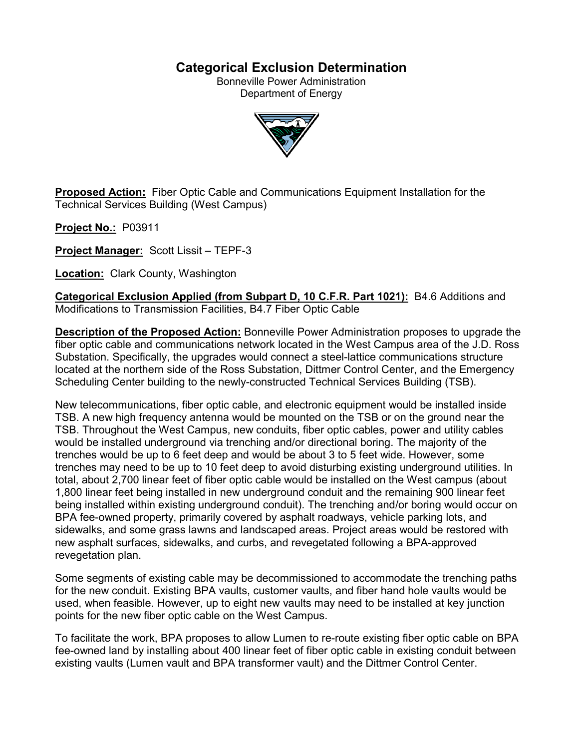# Categorical Exclusion Determination

Bonneville Power Administration
Department of Energy

**Proposed Action:** Fiber Optic Cable and Communications Equipment Installation for the Technical Services Building (West Campus)

**Project No.:** P03911

**Project Manager:** Scott Lissit – TEPF-3

**Location:** Clark County, Washington

**Categorical Exclusion Applied (from Subpart D, 10 C.F.R. Part 1021):** B4.6 Additions and Modifications to Transmission Facilities, B4.7 Fiber Optic Cable

**Description of the Proposed Action:** Bonneville Power Administration proposes to upgrade the fiber optic cable and communications network located in the West Campus area of the J.D. Ross Substation. Specifically, the upgrades would connect a steel-lattice communications structure located at the northern side of the Ross Substation, Dittmer Control Center, and the Emergency Scheduling Center building to the newly-constructed Technical Services Building (TSB).

New telecommunications, fiber optic cable, and electronic equipment would be installed inside TSB. A new high frequency antenna would be mounted on the TSB or on the ground near the TSB. Throughout the West Campus, new conduits, fiber optic cables, power and utility cables would be installed underground via trenching and/or directional boring. The majority of the trenches would be up to 6 feet deep and would be about 3 to 5 feet wide. However, some trenches may need to be up to 10 feet deep to avoid disturbing existing underground utilities. In total, about 2,700 linear feet of fiber optic cable would be installed on the West campus (about 1,800 linear feet being installed in new underground conduit and the remaining 900 linear feet being installed within existing underground conduit). The trenching and/or boring would occur on BPA fee-owned property, primarily covered by asphalt roadways, vehicle parking lots, and sidewalks, and some grass lawns and landscaped areas. Project areas would be restored with new asphalt surfaces, sidewalks, and curbs, and revegetated following a BPA-approved revegetation plan.

Some segments of existing cable may be decommissioned to accommodate the trenching paths for the new conduit. Existing BPA vaults, customer vaults, and fiber hand hole vaults would be used, when feasible. However, up to eight new vaults may need to be installed at key junction points for the new fiber optic cable on the West Campus.

To facilitate the work, BPA proposes to allow Lumen to re-route existing fiber optic cable on BPA fee-owned land by installing about 400 linear feet of fiber optic cable in existing conduit between existing vaults (Lumen vault and BPA transformer vault) and the Dittmer Control Center.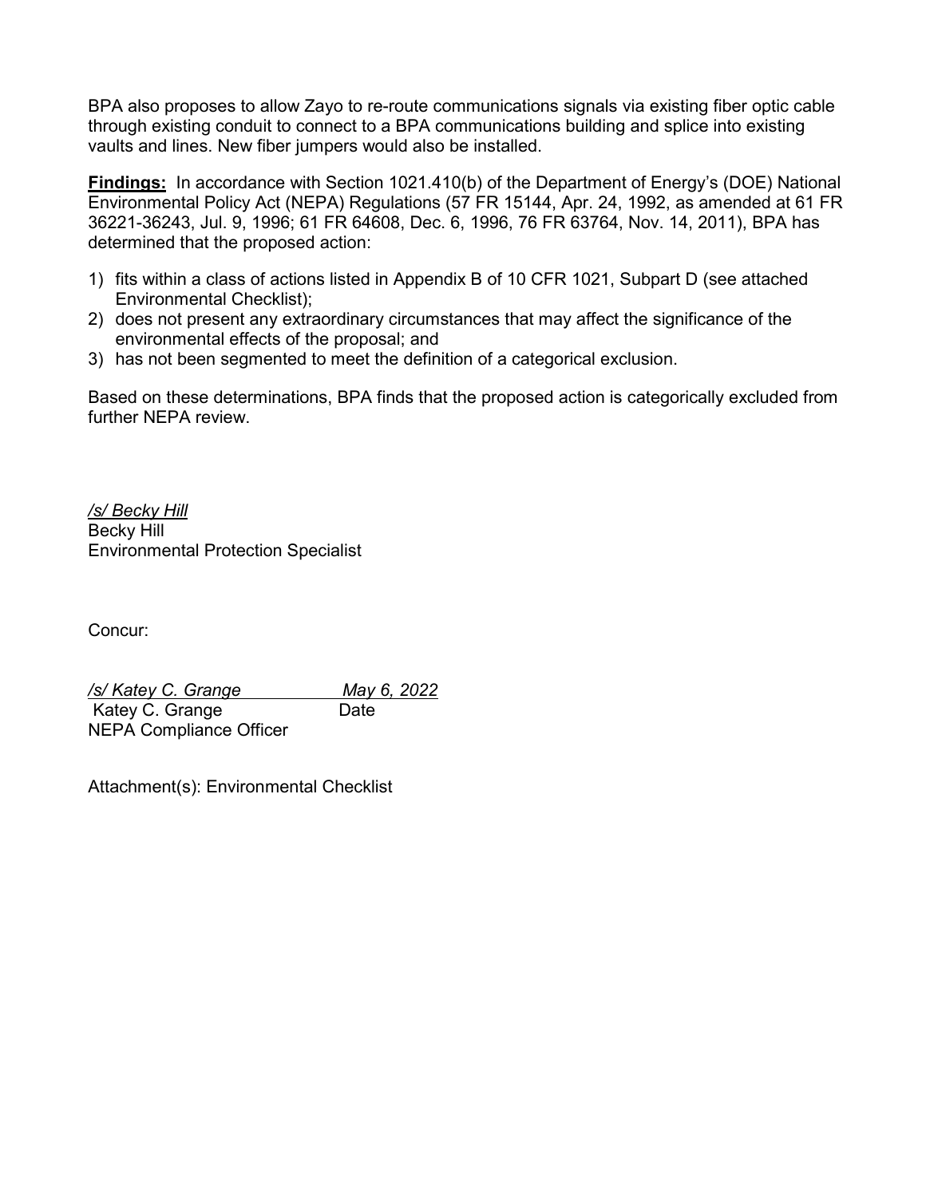BPA also proposes to allow Zayo to re-route communications signals via existing fiber optic cable through existing conduit to connect to a BPA communications building and splice into existing vaults and lines. New fiber jumpers would also be installed.

**Findings:** In accordance with Section 1021.410(b) of the Department of Energy's (DOE) National Environmental Policy Act (NEPA) Regulations (57 FR 15144, Apr. 24, 1992, as amended at 61 FR 36221-36243, Jul. 9, 1996; 61 FR 64608, Dec. 6, 1996, 76 FR 63764, Nov. 14, 2011), BPA has determined that the proposed action:

1) fits within a class of actions listed in Appendix B of 10 CFR 1021, Subpart D (see attached Environmental Checklist);
2) does not present any extraordinary circumstances that may affect the significance of the environmental effects of the proposal; and
3) has not been segmented to meet the definition of a categorical exclusion.

Based on these determinations, BPA finds that the proposed action is categorically excluded from further NEPA review.

*/s/ Becky Hill*
Becky Hill
Environmental Protection Specialist

Concur:

*/s/ Katey C. Grange* *May 6, 2022*
Katey C. Grange Date
NEPA Compliance Officer

Attachment(s): Environmental Checklist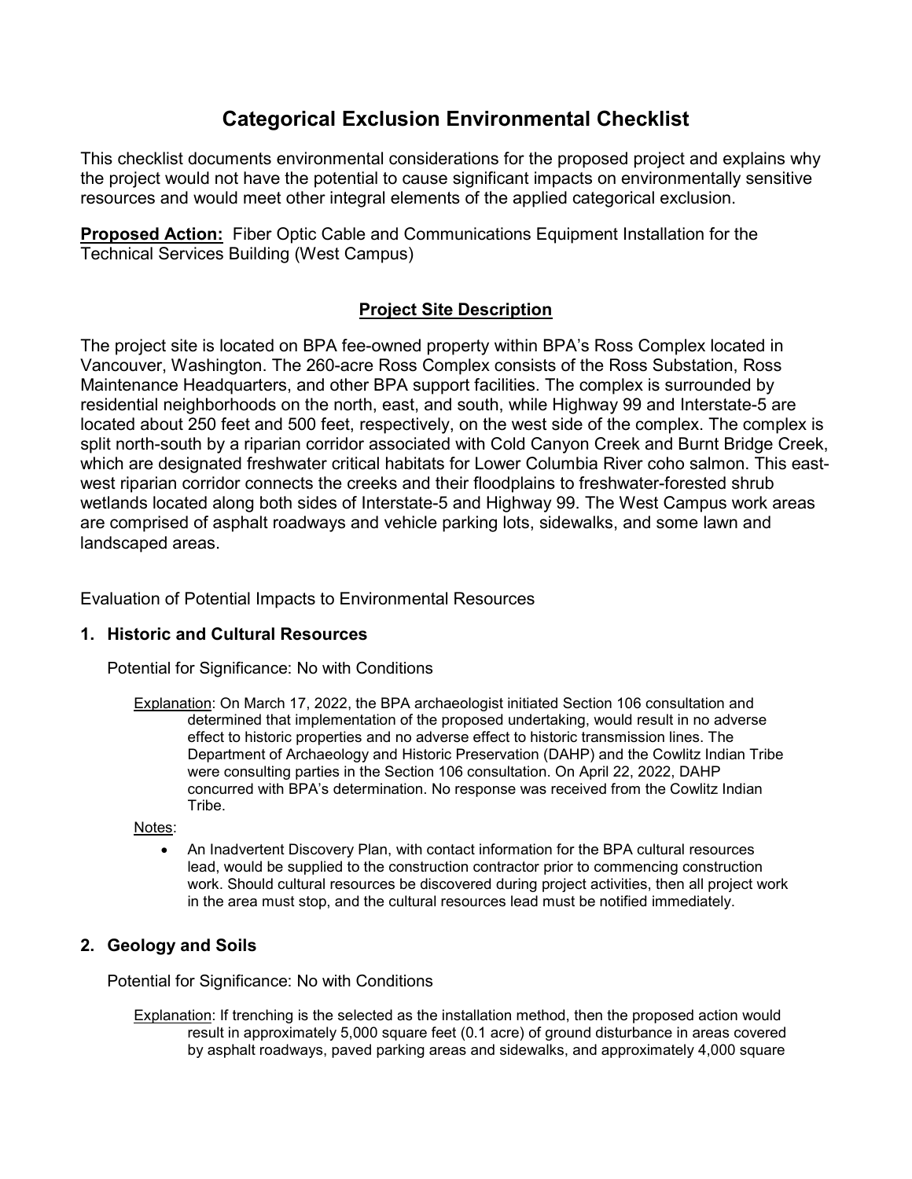# Categorical Exclusion Environmental Checklist

This checklist documents environmental considerations for the proposed project and explains why the project would not have the potential to cause significant impacts on environmentally sensitive resources and would meet other integral elements of the applied categorical exclusion.

**Proposed Action:** Fiber Optic Cable and Communications Equipment Installation for the Technical Services Building (West Campus)

## Project Site Description

The project site is located on BPA fee-owned property within BPA's Ross Complex located in Vancouver, Washington. The 260-acre Ross Complex consists of the Ross Substation, Ross Maintenance Headquarters, and other BPA support facilities. The complex is surrounded by residential neighborhoods on the north, east, and south, while Highway 99 and Interstate-5 are located about 250 feet and 500 feet, respectively, on the west side of the complex. The complex is split north-south by a riparian corridor associated with Cold Canyon Creek and Burnt Bridge Creek, which are designated freshwater critical habitats for Lower Columbia River coho salmon. This east-west riparian corridor connects the creeks and their floodplains to freshwater-forested shrub wetlands located along both sides of Interstate-5 and Highway 99. The West Campus work areas are comprised of asphalt roadways and vehicle parking lots, sidewalks, and some lawn and landscaped areas.

Evaluation of Potential Impacts to Environmental Resources

### 1. Historic and Cultural Resources

Potential for Significance: No with Conditions

Explanation: On March 17, 2022, the BPA archaeologist initiated Section 106 consultation and determined that implementation of the proposed undertaking, would result in no adverse effect to historic properties and no adverse effect to historic transmission lines. The Department of Archaeology and Historic Preservation (DAHP) and the Cowlitz Indian Tribe were consulting parties in the Section 106 consultation. On April 22, 2022, DAHP concurred with BPA's determination. No response was received from the Cowlitz Indian Tribe.

Notes:

- An Inadvertent Discovery Plan, with contact information for the BPA cultural resources lead, would be supplied to the construction contractor prior to commencing construction work. Should cultural resources be discovered during project activities, then all project work in the area must stop, and the cultural resources lead must be notified immediately.

### 2. Geology and Soils

Potential for Significance: No with Conditions

Explanation: If trenching is the selected as the installation method, then the proposed action would result in approximately 5,000 square feet (0.1 acre) of ground disturbance in areas covered by asphalt roadways, paved parking areas and sidewalks, and approximately 4,000 square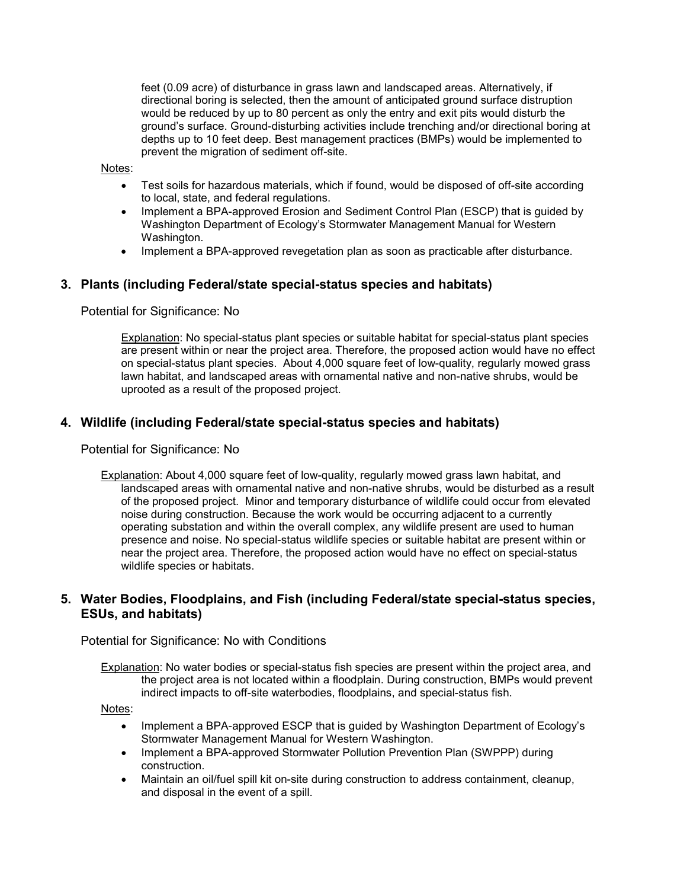feet (0.09 acre) of disturbance in grass lawn and landscaped areas. Alternatively, if directional boring is selected, then the amount of anticipated ground surface distruption would be reduced by up to 80 percent as only the entry and exit pits would disturb the ground's surface. Ground-disturbing activities include trenching and/or directional boring at depths up to 10 feet deep. Best management practices (BMPs) would be implemented to prevent the migration of sediment off-site.

Notes:

- Test soils for hazardous materials, which if found, would be disposed of off-site according to local, state, and federal regulations.
- Implement a BPA-approved Erosion and Sediment Control Plan (ESCP) that is guided by Washington Department of Ecology's Stormwater Management Manual for Western Washington.
- Implement a BPA-approved revegetation plan as soon as practicable after disturbance.

## 3. Plants (including Federal/state special-status species and habitats)

Potential for Significance: No

Explanation: No special-status plant species or suitable habitat for special-status plant species are present within or near the project area. Therefore, the proposed action would have no effect on special-status plant species. About 4,000 square feet of low-quality, regularly mowed grass lawn habitat, and landscaped areas with ornamental native and non-native shrubs, would be uprooted as a result of the proposed project.

## 4. Wildlife (including Federal/state special-status species and habitats)

Potential for Significance: No

Explanation: About 4,000 square feet of low-quality, regularly mowed grass lawn habitat, and landscaped areas with ornamental native and non-native shrubs, would be disturbed as a result of the proposed project. Minor and temporary disturbance of wildlife could occur from elevated noise during construction. Because the work would be occurring adjacent to a currently operating substation and within the overall complex, any wildlife present are used to human presence and noise. No special-status wildlife species or suitable habitat are present within or near the project area. Therefore, the proposed action would have no effect on special-status wildlife species or habitats.

## 5. Water Bodies, Floodplains, and Fish (including Federal/state special-status species, ESUs, and habitats)

Potential for Significance: No with Conditions

Explanation: No water bodies or special-status fish species are present within the project area, and the project area is not located within a floodplain. During construction, BMPs would prevent indirect impacts to off-site waterbodies, floodplains, and special-status fish.

Notes:

- Implement a BPA-approved ESCP that is guided by Washington Department of Ecology's Stormwater Management Manual for Western Washington.
- Implement a BPA-approved Stormwater Pollution Prevention Plan (SWPPP) during construction.
- Maintain an oil/fuel spill kit on-site during construction to address containment, cleanup, and disposal in the event of a spill.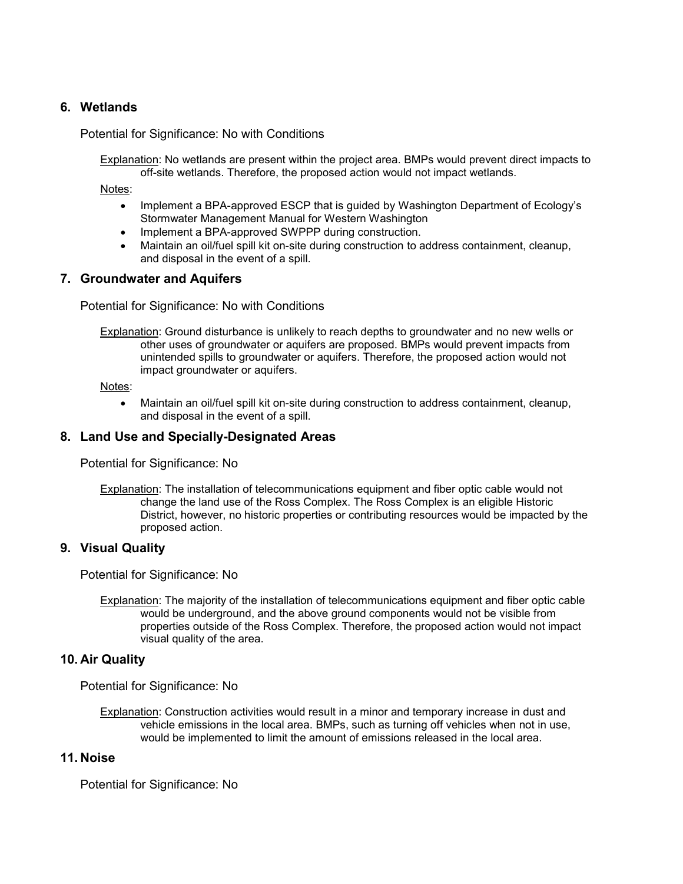## 6. Wetlands

Potential for Significance: No with Conditions

Explanation: No wetlands are present within the project area. BMPs would prevent direct impacts to off-site wetlands. Therefore, the proposed action would not impact wetlands.

Notes:

- Implement a BPA-approved ESCP that is guided by Washington Department of Ecology's Stormwater Management Manual for Western Washington
- Implement a BPA-approved SWPPP during construction.
- Maintain an oil/fuel spill kit on-site during construction to address containment, cleanup, and disposal in the event of a spill.

## 7. Groundwater and Aquifers

Potential for Significance: No with Conditions

Explanation: Ground disturbance is unlikely to reach depths to groundwater and no new wells or other uses of groundwater or aquifers are proposed. BMPs would prevent impacts from unintended spills to groundwater or aquifers. Therefore, the proposed action would not impact groundwater or aquifers.

Notes:

- Maintain an oil/fuel spill kit on-site during construction to address containment, cleanup, and disposal in the event of a spill.

## 8. Land Use and Specially-Designated Areas

Potential for Significance: No

Explanation: The installation of telecommunications equipment and fiber optic cable would not change the land use of the Ross Complex. The Ross Complex is an eligible Historic District, however, no historic properties or contributing resources would be impacted by the proposed action.

## 9. Visual Quality

Potential for Significance: No

Explanation: The majority of the installation of telecommunications equipment and fiber optic cable would be underground, and the above ground components would not be visible from properties outside of the Ross Complex. Therefore, the proposed action would not impact visual quality of the area.

## 10. Air Quality

Potential for Significance: No

Explanation: Construction activities would result in a minor and temporary increase in dust and vehicle emissions in the local area. BMPs, such as turning off vehicles when not in use, would be implemented to limit the amount of emissions released in the local area.

## 11. Noise

Potential for Significance: No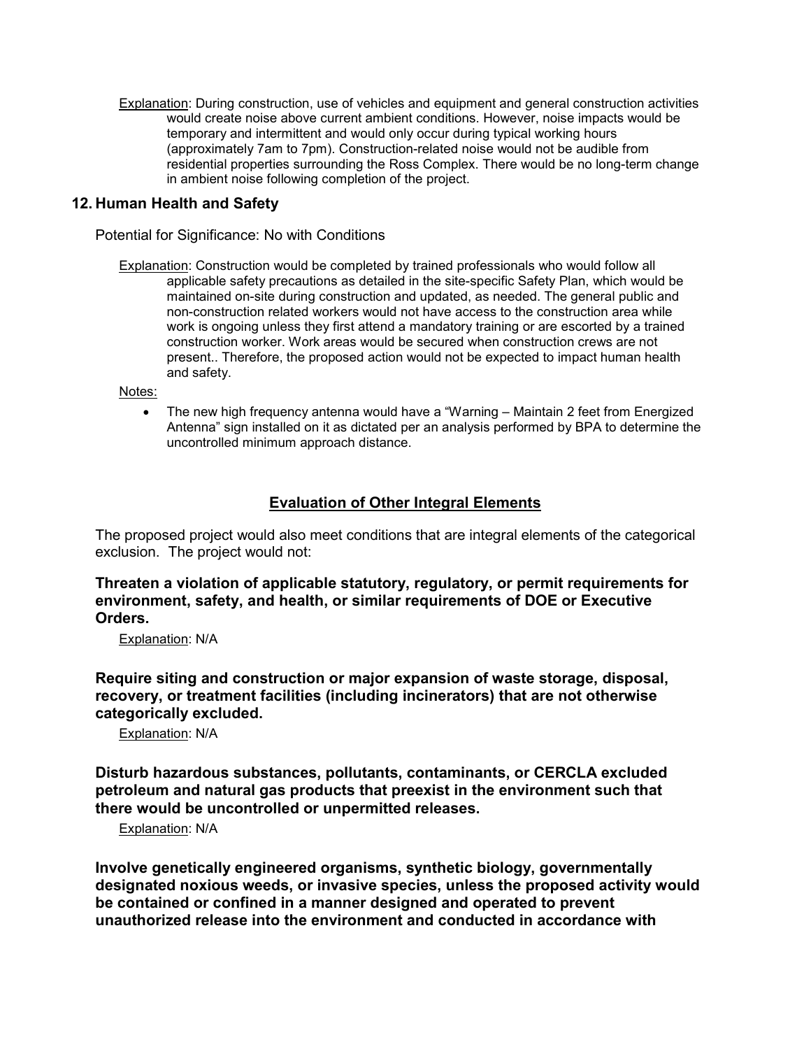Explanation: During construction, use of vehicles and equipment and general construction activities would create noise above current ambient conditions. However, noise impacts would be temporary and intermittent and would only occur during typical working hours (approximately 7am to 7pm). Construction-related noise would not be audible from residential properties surrounding the Ross Complex. There would be no long-term change in ambient noise following completion of the project.

## 12. Human Health and Safety

Potential for Significance: No with Conditions

Explanation: Construction would be completed by trained professionals who would follow all applicable safety precautions as detailed in the site-specific Safety Plan, which would be maintained on-site during construction and updated, as needed. The general public and non-construction related workers would not have access to the construction area while work is ongoing unless they first attend a mandatory training or are escorted by a trained construction worker. Work areas would be secured when construction crews are not present.. Therefore, the proposed action would not be expected to impact human health and safety.

Notes:

- The new high frequency antenna would have a "Warning – Maintain 2 feet from Energized Antenna" sign installed on it as dictated per an analysis performed by BPA to determine the uncontrolled minimum approach distance.

## Evaluation of Other Integral Elements

The proposed project would also meet conditions that are integral elements of the categorical exclusion. The project would not:

**Threaten a violation of applicable statutory, regulatory, or permit requirements for environment, safety, and health, or similar requirements of DOE or Executive Orders.**

Explanation: N/A

**Require siting and construction or major expansion of waste storage, disposal, recovery, or treatment facilities (including incinerators) that are not otherwise categorically excluded.**

Explanation: N/A

**Disturb hazardous substances, pollutants, contaminants, or CERCLA excluded petroleum and natural gas products that preexist in the environment such that there would be uncontrolled or unpermitted releases.**

Explanation: N/A

**Involve genetically engineered organisms, synthetic biology, governmentally designated noxious weeds, or invasive species, unless the proposed activity would be contained or confined in a manner designed and operated to prevent unauthorized release into the environment and conducted in accordance with**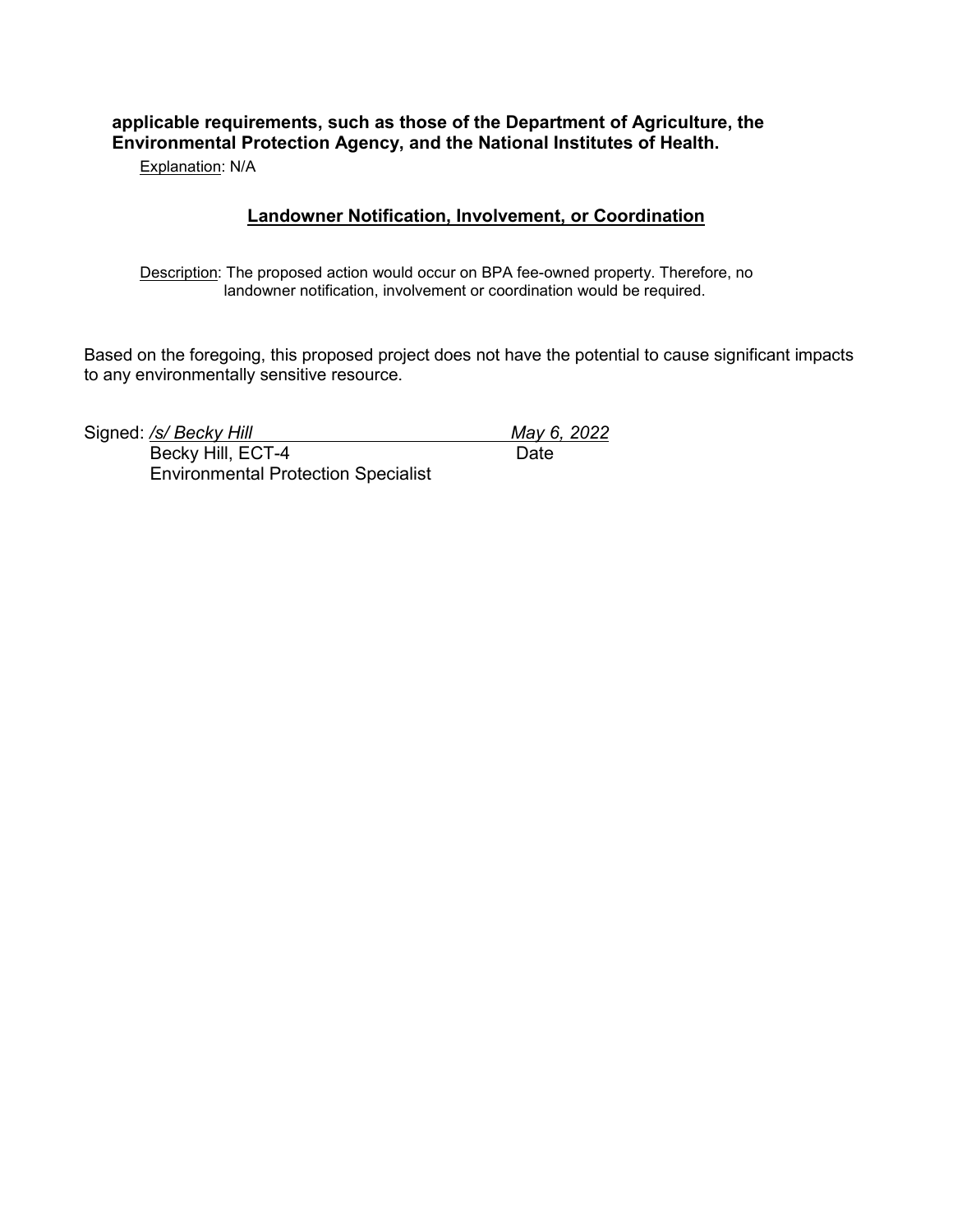**applicable requirements, such as those of the Department of Agriculture, the Environmental Protection Agency, and the National Institutes of Health.**

Explanation: N/A

## Landowner Notification, Involvement, or Coordination

Description: The proposed action would occur on BPA fee-owned property. Therefore, no landowner notification, involvement or coordination would be required.

Based on the foregoing, this proposed project does not have the potential to cause significant impacts to any environmentally sensitive resource.

Signed: */s/ Becky Hill* *May 6, 2022*

Becky Hill, ECT-4 Date

Environmental Protection Specialist